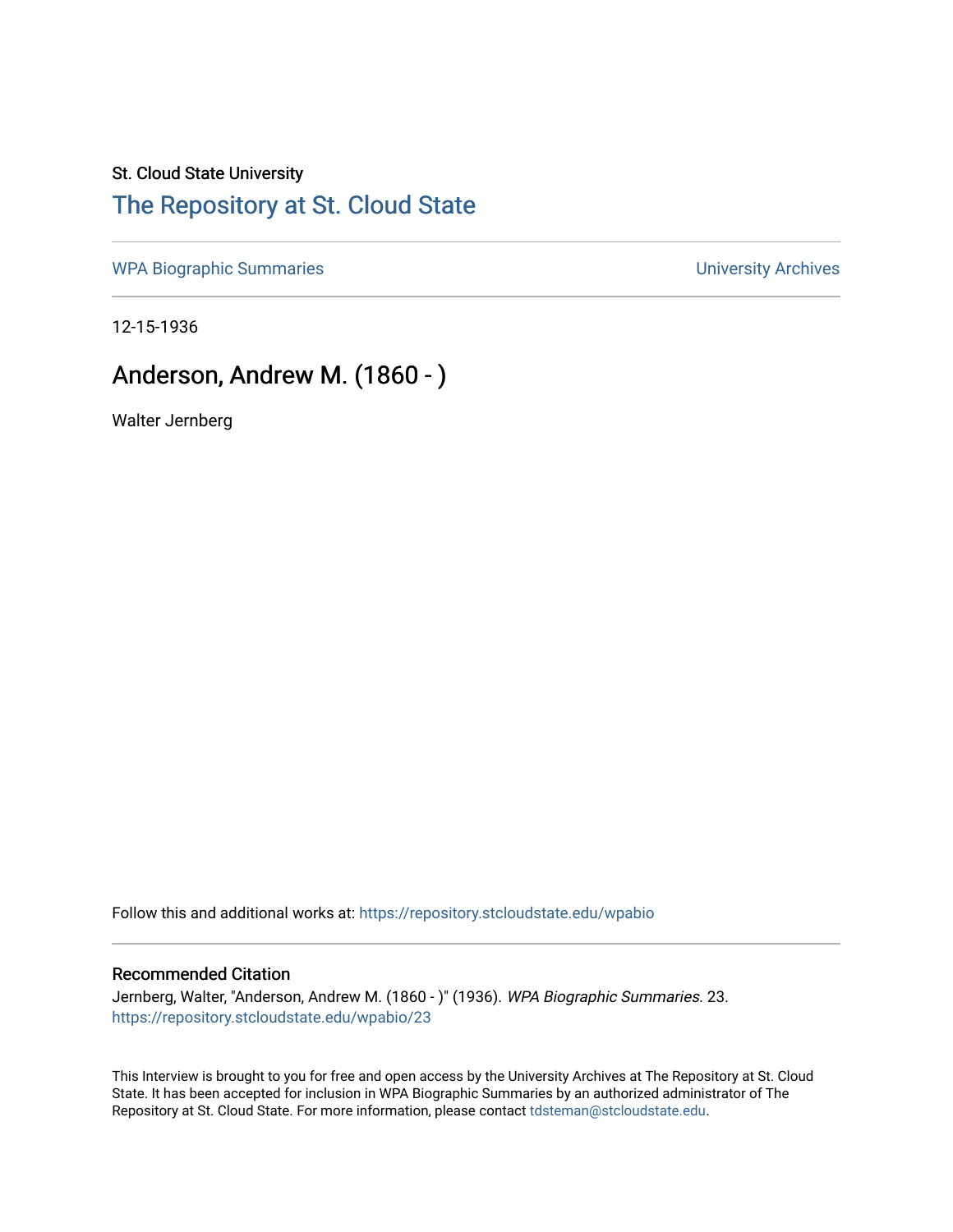St. Cloud State University

# The Repository at St. Cloud State

WPA Biographic Summaries | University Archives

12-15-1936

## Anderson, Andrew M. (1860 - )

Walter Jernberg

Follow this and additional works at: https://repository.stcloudstate.edu/wpabio

### Recommended Citation

Jernberg, Walter, "Anderson, Andrew M. (1860 - )" (1936). *WPA Biographic Summaries*. 23.
https://repository.stcloudstate.edu/wpabio/23

This Interview is brought to you for free and open access by the University Archives at The Repository at St. Cloud State. It has been accepted for inclusion in WPA Biographic Summaries by an authorized administrator of The Repository at St. Cloud State. For more information, please contact tdsteman@stcloudstate.edu.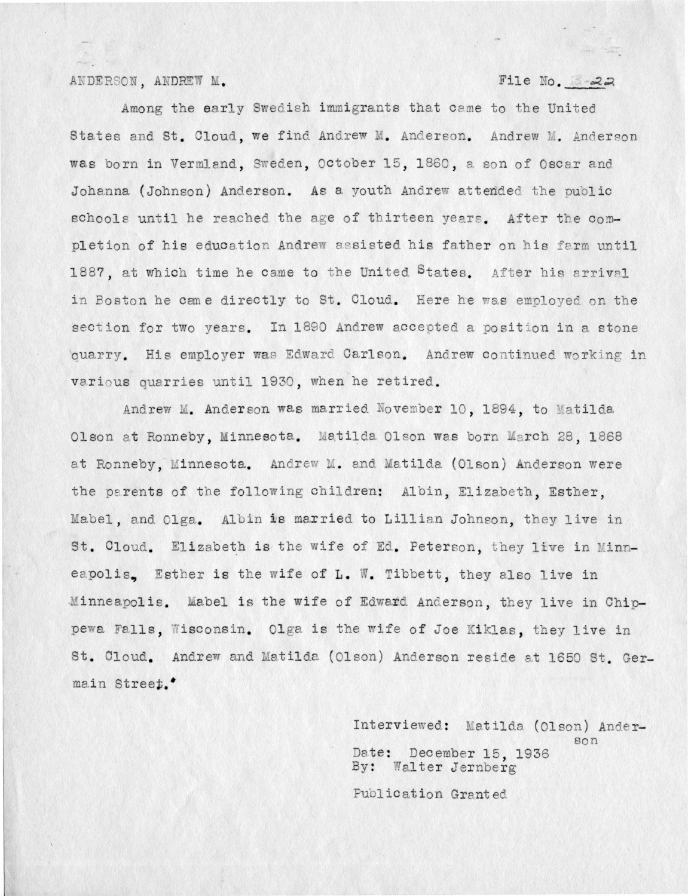ANDERSON, ANDREW M. File No. B-22

Among the early Swedish immigrants that came to the United States and St. Cloud, we find Andrew M. Anderson. Andrew M. Anderson was born in Vermland, Sweden, October 15, 1860, a son of Oscar and Johanna (Johnson) Anderson. As a youth Andrew attended the public schools until he reached the age of thirteen years. After the completion of his education Andrew assisted his father on his farm until 1887, at which time he came to the United States. After his arrival in Boston he came directly to St. Cloud. Here he was employed on the section for two years. In 1890 Andrew accepted a position in a stone quarry. His employer was Edward Carlson. Andrew continued working in various quarries until 1930, when he retired.

Andrew M. Anderson was married November 10, 1894, to Matilda Olson at Ronneby, Minnesota. Matilda Olson was born March 28, 1868 at Ronneby, Minnesota. Andrew M. and Matilda (Olson) Anderson were the parents of the following children: Albin, Elizabeth, Esther, Mabel, and Olga. Albin is married to Lillian Johnson, they live in St. Cloud. Elizabeth is the wife of Ed. Peterson, they live in Minneapolis. Esther is the wife of L. W. Tibbett, they also live in Minneapolis. Mabel is the wife of Edward Anderson, they live in Chippewa Falls, Wisconsin. Olga is the wife of Joe Kiklas, they live in St. Cloud. Andrew and Matilda (Olson) Anderson reside at 1650 St. Germain Street.

Interviewed: Matilda (Olson) Anderson
Date: December 15, 1936
By: Walter Jernberg

Publication Granted